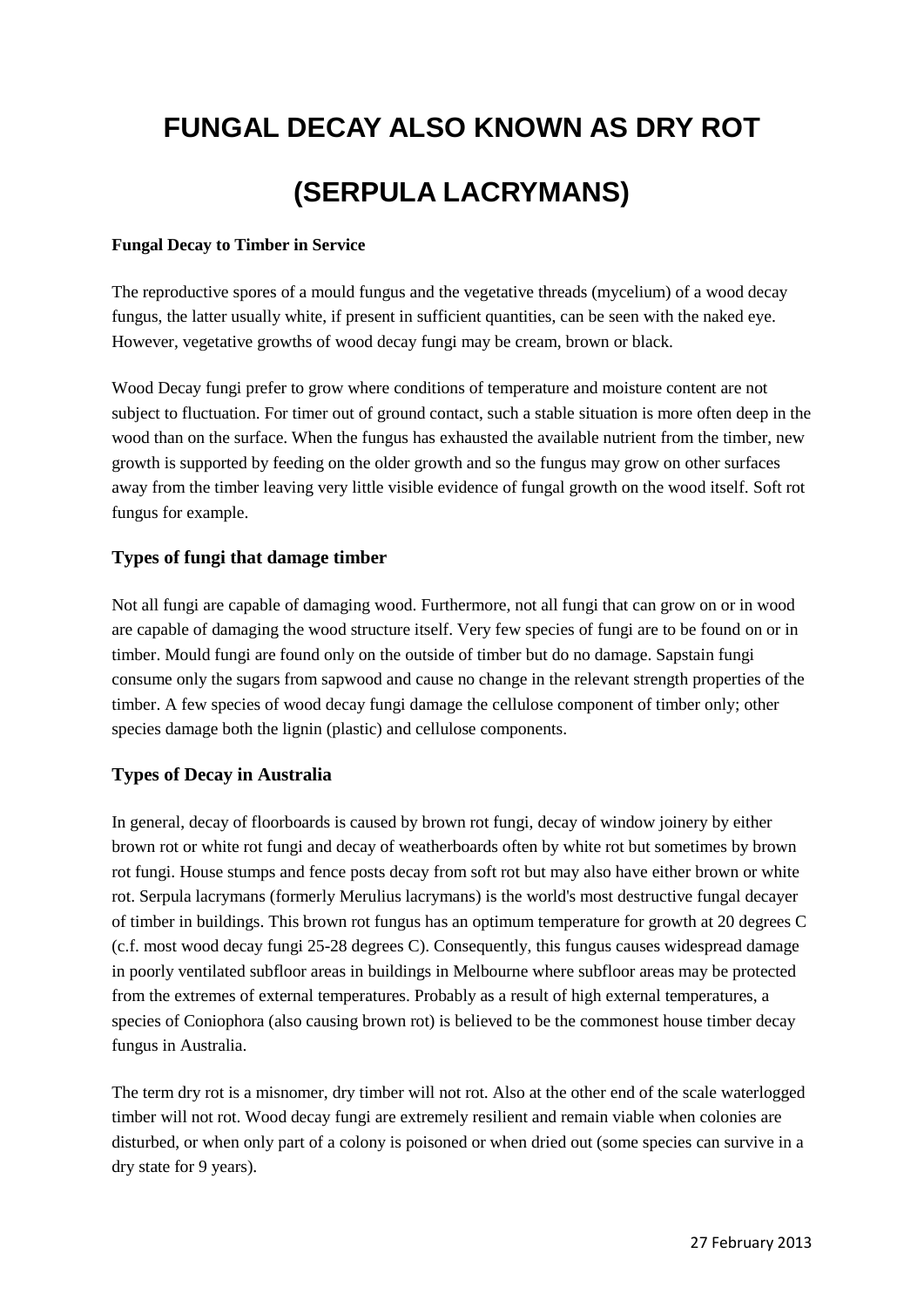# FUNGAL DECAY ALSO KNOWN AS DRY ROT

# (SERPULA LACRYMANS)

**Fungal Decay to Timber in Service**

The reproductive spores of a mould fungus and the vegetative threads (mycelium) of a wood decay fungus, the latter usually white, if present in sufficient quantities, can be seen with the naked eye. However, vegetative growths of wood decay fungi may be cream, brown or black.

Wood Decay fungi prefer to grow where conditions of temperature and moisture content are not subject to fluctuation. For timer out of ground contact, such a stable situation is more often deep in the wood than on the surface. When the fungus has exhausted the available nutrient from the timber, new growth is supported by feeding on the older growth and so the fungus may grow on other surfaces away from the timber leaving very little visible evidence of fungal growth on the wood itself. Soft rot fungus for example.

## Types of fungi that damage timber

Not all fungi are capable of damaging wood. Furthermore, not all fungi that can grow on or in wood are capable of damaging the wood structure itself. Very few species of fungi are to be found on or in timber. Mould fungi are found only on the outside of timber but do no damage. Sapstain fungi consume only the sugars from sapwood and cause no change in the relevant strength properties of the timber. A few species of wood decay fungi damage the cellulose component of timber only; other species damage both the lignin (plastic) and cellulose components.

## Types of Decay in Australia

In general, decay of floorboards is caused by brown rot fungi, decay of window joinery by either brown rot or white rot fungi and decay of weatherboards often by white rot but sometimes by brown rot fungi. House stumps and fence posts decay from soft rot but may also have either brown or white rot. Serpula lacrymans (formerly Merulius lacrymans) is the world's most destructive fungal decayer of timber in buildings. This brown rot fungus has an optimum temperature for growth at 20 degrees C (c.f. most wood decay fungi 25-28 degrees C). Consequently, this fungus causes widespread damage in poorly ventilated subfloor areas in buildings in Melbourne where subfloor areas may be protected from the extremes of external temperatures. Probably as a result of high external temperatures, a species of Coniophora (also causing brown rot) is believed to be the commonest house timber decay fungus in Australia.

The term dry rot is a misnomer, dry timber will not rot. Also at the other end of the scale waterlogged timber will not rot. Wood decay fungi are extremely resilient and remain viable when colonies are disturbed, or when only part of a colony is poisoned or when dried out (some species can survive in a dry state for 9 years).

27 February 2013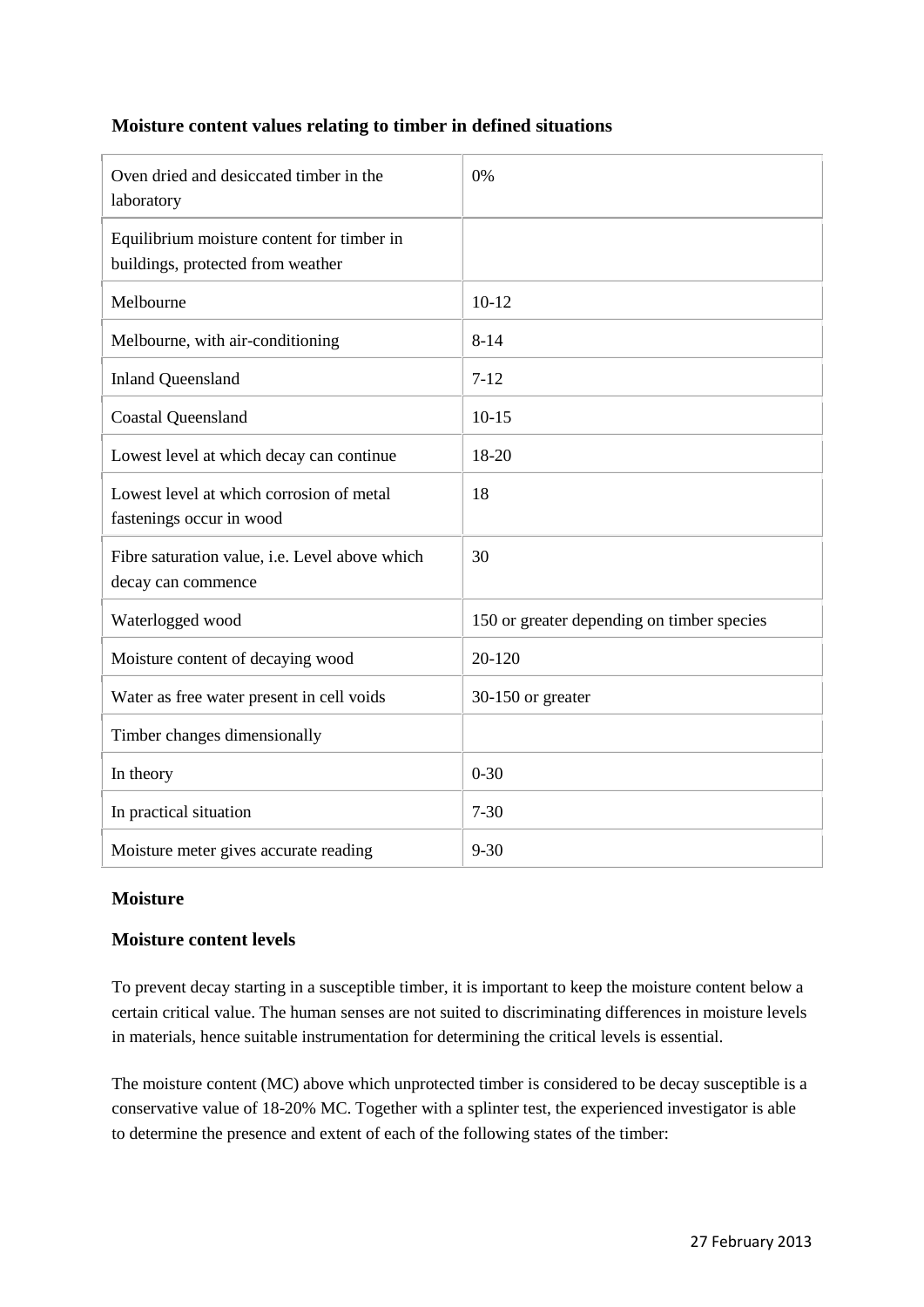### Moisture content values relating to timber in defined situations

| | |
|---|---|
| Oven dried and desiccated timber in the laboratory | 0% |
| Equilibrium moisture content for timber in buildings, protected from weather | |
| Melbourne | 10-12 |
| Melbourne, with air-conditioning | 8-14 |
| Inland Queensland | 7-12 |
| Coastal Queensland | 10-15 |
| Lowest level at which decay can continue | 18-20 |
| Lowest level at which corrosion of metal fastenings occur in wood | 18 |
| Fibre saturation value, i.e. Level above which decay can commence | 30 |
| Waterlogged wood | 150 or greater depending on timber species |
| Moisture content of decaying wood | 20-120 |
| Water as free water present in cell voids | 30-150 or greater |
| Timber changes dimensionally | |
| In theory | 0-30 |
| In practical situation | 7-30 |
| Moisture meter gives accurate reading | 9-30 |

### Moisture

### Moisture content levels

To prevent decay starting in a susceptible timber, it is important to keep the moisture content below a certain critical value. The human senses are not suited to discriminating differences in moisture levels in materials, hence suitable instrumentation for determining the critical levels is essential.

The moisture content (MC) above which unprotected timber is considered to be decay susceptible is a conservative value of 18-20% MC. Together with a splinter test, the experienced investigator is able to determine the presence and extent of each of the following states of the timber: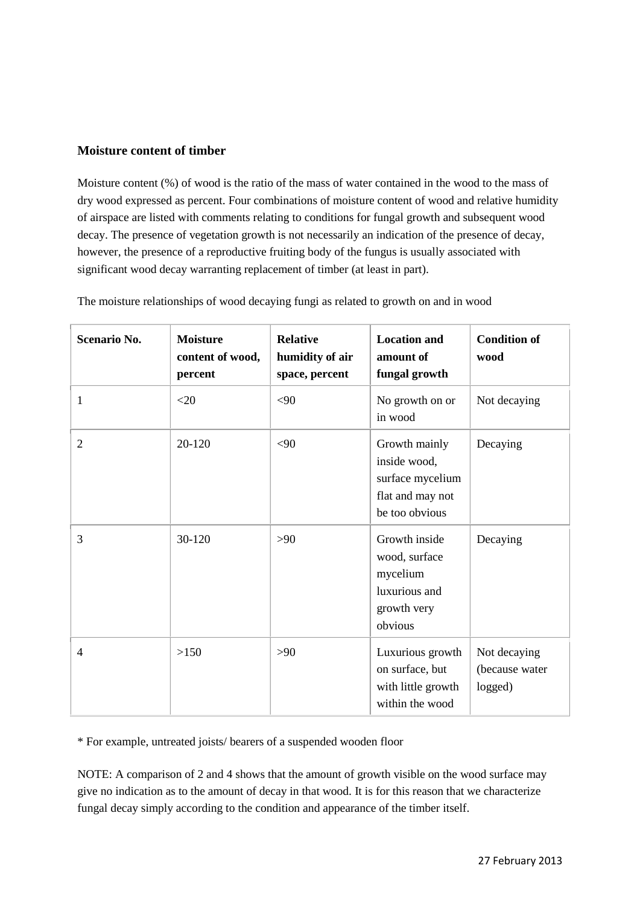## Moisture content of timber

Moisture content (%) of wood is the ratio of the mass of water contained in the wood to the mass of dry wood expressed as percent. Four combinations of moisture content of wood and relative humidity of airspace are listed with comments relating to conditions for fungal growth and subsequent wood decay. The presence of vegetation growth is not necessarily an indication of the presence of decay, however, the presence of a reproductive fruiting body of the fungus is usually associated with significant wood decay warranting replacement of timber (at least in part).

The moisture relationships of wood decaying fungi as related to growth on and in wood

| Scenario No. | Moisture content of wood, percent | Relative humidity of air space, percent | Location and amount of fungal growth | Condition of wood |
|---|---|---|---|---|
| 1 | <20 | <90 | No growth on or in wood | Not decaying |
| 2 | 20-120 | <90 | Growth mainly inside wood, surface mycelium flat and may not be too obvious | Decaying |
| 3 | 30-120 | >90 | Growth inside wood, surface mycelium luxurious and growth very obvious | Decaying |
| 4 | >150 | >90 | Luxurious growth on surface, but with little growth within the wood | Not decaying (because water logged) |

* For example, untreated joists/ bearers of a suspended wooden floor

NOTE: A comparison of 2 and 4 shows that the amount of growth visible on the wood surface may give no indication as to the amount of decay in that wood. It is for this reason that we characterize fungal decay simply according to the condition and appearance of the timber itself.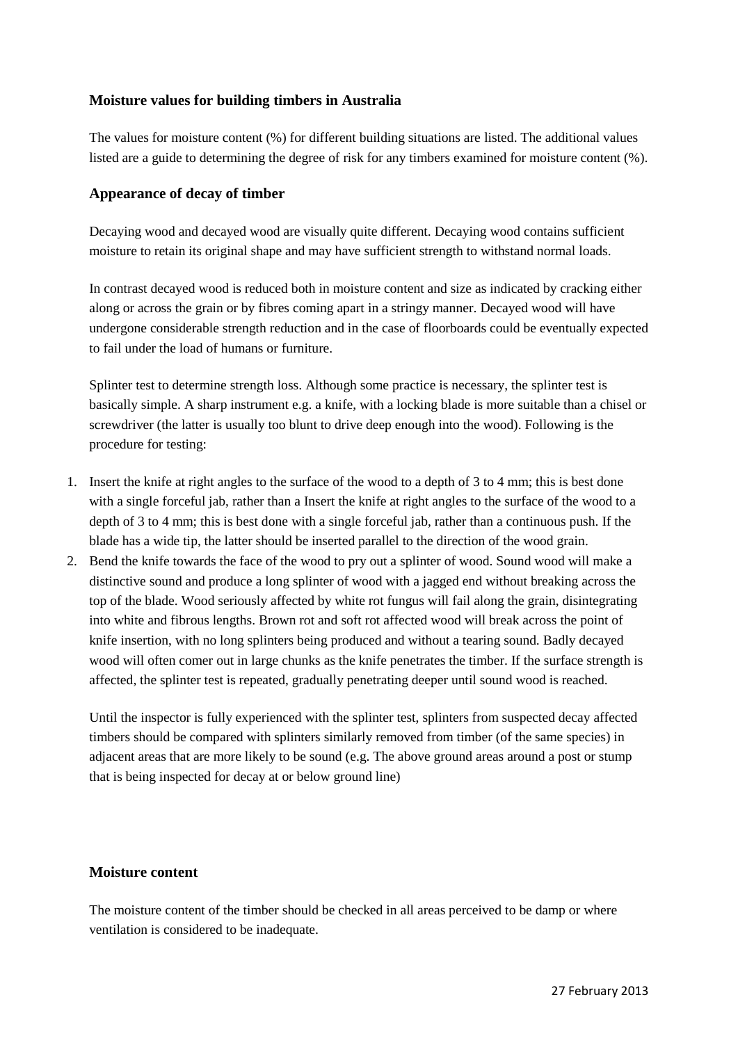### Moisture values for building timbers in Australia

The values for moisture content (%) for different building situations are listed. The additional values listed are a guide to determining the degree of risk for any timbers examined for moisture content (%).

### Appearance of decay of timber

Decaying wood and decayed wood are visually quite different. Decaying wood contains sufficient moisture to retain its original shape and may have sufficient strength to withstand normal loads.

In contrast decayed wood is reduced both in moisture content and size as indicated by cracking either along or across the grain or by fibres coming apart in a stringy manner. Decayed wood will have undergone considerable strength reduction and in the case of floorboards could be eventually expected to fail under the load of humans or furniture.

Splinter test to determine strength loss. Although some practice is necessary, the splinter test is basically simple. A sharp instrument e.g. a knife, with a locking blade is more suitable than a chisel or screwdriver (the latter is usually too blunt to drive deep enough into the wood). Following is the procedure for testing:

1. Insert the knife at right angles to the surface of the wood to a depth of 3 to 4 mm; this is best done with a single forceful jab, rather than a Insert the knife at right angles to the surface of the wood to a depth of 3 to 4 mm; this is best done with a single forceful jab, rather than a continuous push. If the blade has a wide tip, the latter should be inserted parallel to the direction of the wood grain.
2. Bend the knife towards the face of the wood to pry out a splinter of wood. Sound wood will make a distinctive sound and produce a long splinter of wood with a jagged end without breaking across the top of the blade. Wood seriously affected by white rot fungus will fail along the grain, disintegrating into white and fibrous lengths. Brown rot and soft rot affected wood will break across the point of knife insertion, with no long splinters being produced and without a tearing sound. Badly decayed wood will often comer out in large chunks as the knife penetrates the timber. If the surface strength is affected, the splinter test is repeated, gradually penetrating deeper until sound wood is reached.

   Until the inspector is fully experienced with the splinter test, splinters from suspected decay affected timbers should be compared with splinters similarly removed from timber (of the same species) in adjacent areas that are more likely to be sound (e.g. The above ground areas around a post or stump that is being inspected for decay at or below ground line)

### Moisture content

The moisture content of the timber should be checked in all areas perceived to be damp or where ventilation is considered to be inadequate.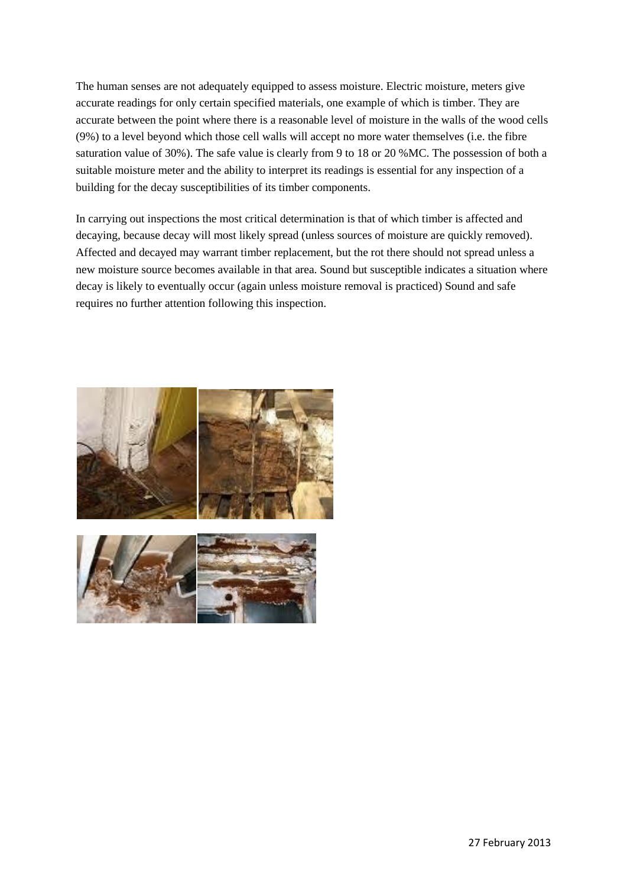The human senses are not adequately equipped to assess moisture. Electric moisture, meters give accurate readings for only certain specified materials, one example of which is timber. They are accurate between the point where there is a reasonable level of moisture in the walls of the wood cells (9%) to a level beyond which those cell walls will accept no more water themselves (i.e. the fibre saturation value of 30%). The safe value is clearly from 9 to 18 or 20 %MC. The possession of both a suitable moisture meter and the ability to interpret its readings is essential for any inspection of a building for the decay susceptibilities of its timber components.

In carrying out inspections the most critical determination is that of which timber is affected and decaying, because decay will most likely spread (unless sources of moisture are quickly removed). Affected and decayed may warrant timber replacement, but the rot there should not spread unless a new moisture source becomes available in that area. Sound but susceptible indicates a situation where decay is likely to eventually occur (again unless moisture removal is practiced) Sound and safe requires no further attention following this inspection.

27 February 2013